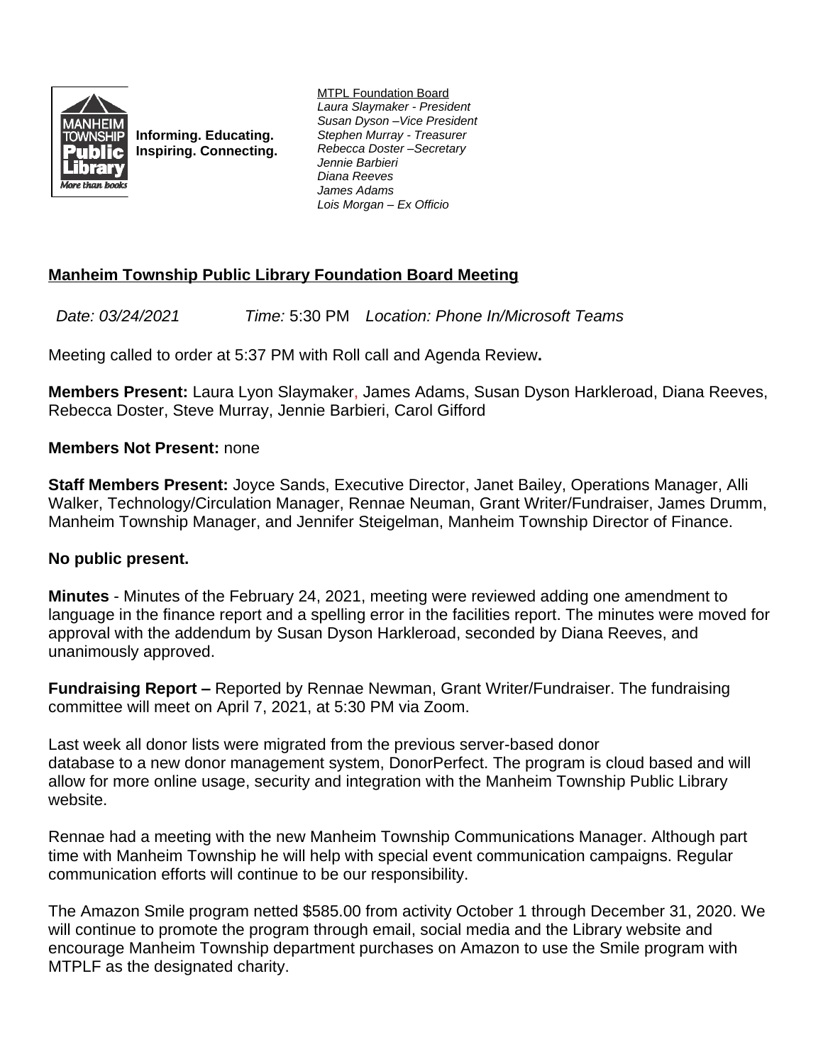Informing. Educating. Inspiring. Connecting.

MTPL Foundation Board
*Laura Slaymaker - President*
*Susan Dyson –Vice President*
*Stephen Murray - Treasurer*
*Rebecca Doster –Secretary*
*Jennie Barbieri*
*Diana Reeves*
*James Adams*
*Lois Morgan – Ex Officio*

## Manheim Township Public Library Foundation Board Meeting

*Date: 03/24/2021* *Time:* 5:30 PM *Location: Phone In/Microsoft Teams*

Meeting called to order at 5:37 PM with Roll call and Agenda Review**.**

**Members Present:** Laura Lyon Slaymaker, James Adams, Susan Dyson Harkleroad, Diana Reeves, Rebecca Doster, Steve Murray, Jennie Barbieri, Carol Gifford

**Members Not Present:** none

**Staff Members Present:** Joyce Sands, Executive Director, Janet Bailey, Operations Manager, Alli Walker, Technology/Circulation Manager, Rennae Neuman, Grant Writer/Fundraiser, James Drumm, Manheim Township Manager, and Jennifer Steigelman, Manheim Township Director of Finance.

**No public present.**

**Minutes** - Minutes of the February 24, 2021, meeting were reviewed adding one amendment to language in the finance report and a spelling error in the facilities report. The minutes were moved for approval with the addendum by Susan Dyson Harkleroad, seconded by Diana Reeves, and unanimously approved.

**Fundraising Report –** Reported by Rennae Newman, Grant Writer/Fundraiser. The fundraising committee will meet on April 7, 2021, at 5:30 PM via Zoom.

Last week all donor lists were migrated from the previous server-based donor database to a new donor management system, DonorPerfect. The program is cloud based and will allow for more online usage, security and integration with the Manheim Township Public Library website.

Rennae had a meeting with the new Manheim Township Communications Manager. Although part time with Manheim Township he will help with special event communication campaigns. Regular communication efforts will continue to be our responsibility.

The Amazon Smile program netted $585.00 from activity October 1 through December 31, 2020. We will continue to promote the program through email, social media and the Library website and encourage Manheim Township department purchases on Amazon to use the Smile program with MTPLF as the designated charity.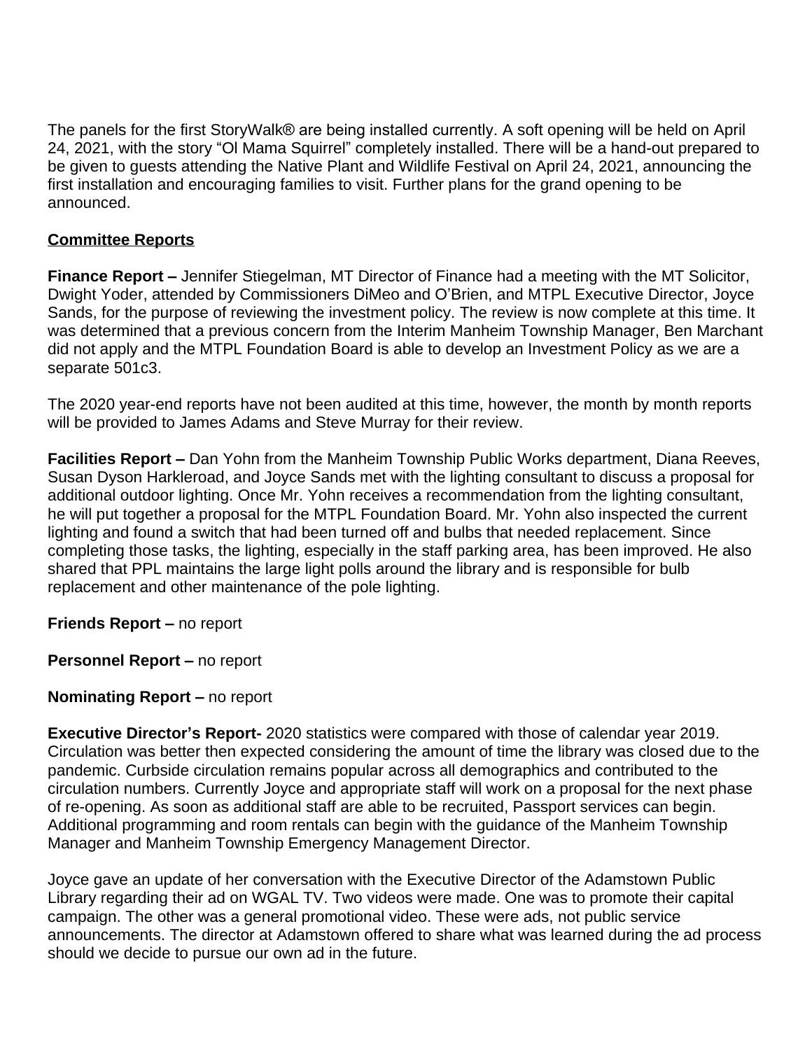The panels for the first StoryWalk® are being installed currently. A soft opening will be held on April 24, 2021, with the story "Ol Mama Squirrel" completely installed. There will be a hand-out prepared to be given to guests attending the Native Plant and Wildlife Festival on April 24, 2021, announcing the first installation and encouraging families to visit. Further plans for the grand opening to be announced.

## Committee Reports

**Finance Report –** Jennifer Stiegelman, MT Director of Finance had a meeting with the MT Solicitor, Dwight Yoder, attended by Commissioners DiMeo and O'Brien, and MTPL Executive Director, Joyce Sands, for the purpose of reviewing the investment policy. The review is now complete at this time. It was determined that a previous concern from the Interim Manheim Township Manager, Ben Marchant did not apply and the MTPL Foundation Board is able to develop an Investment Policy as we are a separate 501c3.

The 2020 year-end reports have not been audited at this time, however, the month by month reports will be provided to James Adams and Steve Murray for their review.

**Facilities Report –** Dan Yohn from the Manheim Township Public Works department, Diana Reeves, Susan Dyson Harkleroad, and Joyce Sands met with the lighting consultant to discuss a proposal for additional outdoor lighting. Once Mr. Yohn receives a recommendation from the lighting consultant, he will put together a proposal for the MTPL Foundation Board. Mr. Yohn also inspected the current lighting and found a switch that had been turned off and bulbs that needed replacement. Since completing those tasks, the lighting, especially in the staff parking area, has been improved. He also shared that PPL maintains the large light polls around the library and is responsible for bulb replacement and other maintenance of the pole lighting.

**Friends Report –** no report

**Personnel Report –** no report

**Nominating Report –** no report

**Executive Director's Report-** 2020 statistics were compared with those of calendar year 2019. Circulation was better then expected considering the amount of time the library was closed due to the pandemic. Curbside circulation remains popular across all demographics and contributed to the circulation numbers. Currently Joyce and appropriate staff will work on a proposal for the next phase of re-opening. As soon as additional staff are able to be recruited, Passport services can begin. Additional programming and room rentals can begin with the guidance of the Manheim Township Manager and Manheim Township Emergency Management Director.

Joyce gave an update of her conversation with the Executive Director of the Adamstown Public Library regarding their ad on WGAL TV. Two videos were made. One was to promote their capital campaign. The other was a general promotional video. These were ads, not public service announcements. The director at Adamstown offered to share what was learned during the ad process should we decide to pursue our own ad in the future.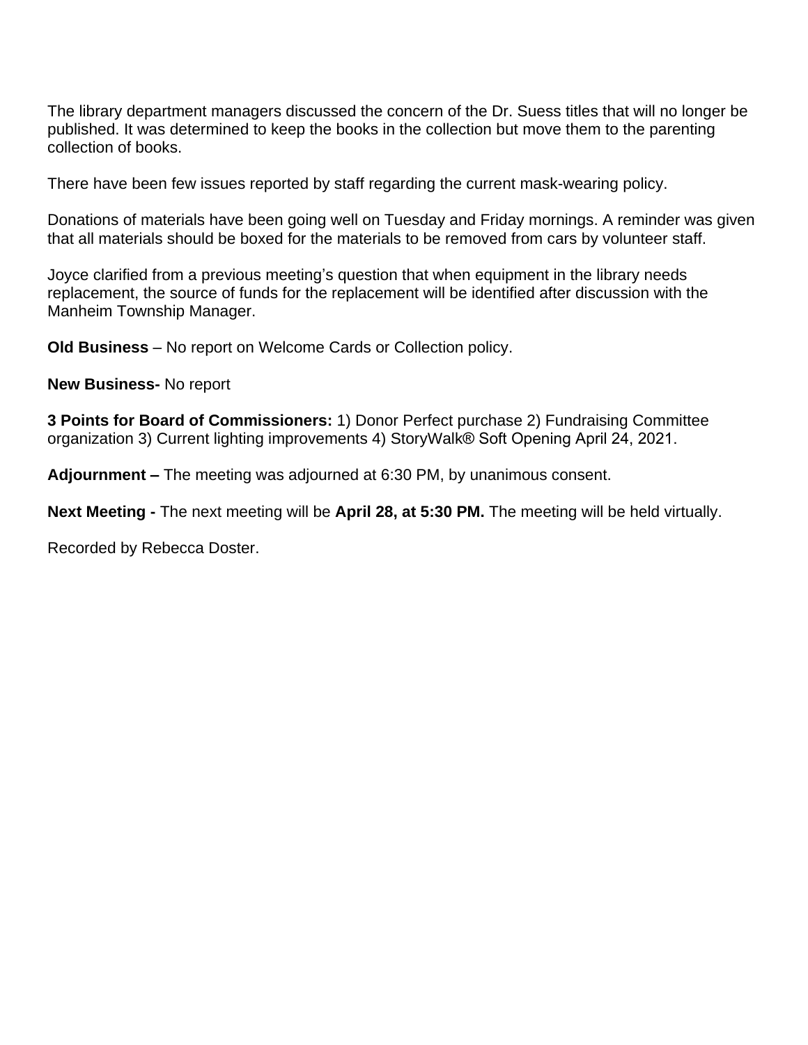The library department managers discussed the concern of the Dr. Suess titles that will no longer be published. It was determined to keep the books in the collection but move them to the parenting collection of books.

There have been few issues reported by staff regarding the current mask-wearing policy.

Donations of materials have been going well on Tuesday and Friday mornings. A reminder was given that all materials should be boxed for the materials to be removed from cars by volunteer staff.

Joyce clarified from a previous meeting's question that when equipment in the library needs replacement, the source of funds for the replacement will be identified after discussion with the Manheim Township Manager.

**Old Business** – No report on Welcome Cards or Collection policy.

**New Business-** No report

**3 Points for Board of Commissioners:** 1) Donor Perfect purchase 2) Fundraising Committee organization 3) Current lighting improvements 4) StoryWalk® Soft Opening April 24, 2021.

**Adjournment –** The meeting was adjourned at 6:30 PM, by unanimous consent.

**Next Meeting -** The next meeting will be **April 28, at 5:30 PM.** The meeting will be held virtually.

Recorded by Rebecca Doster.